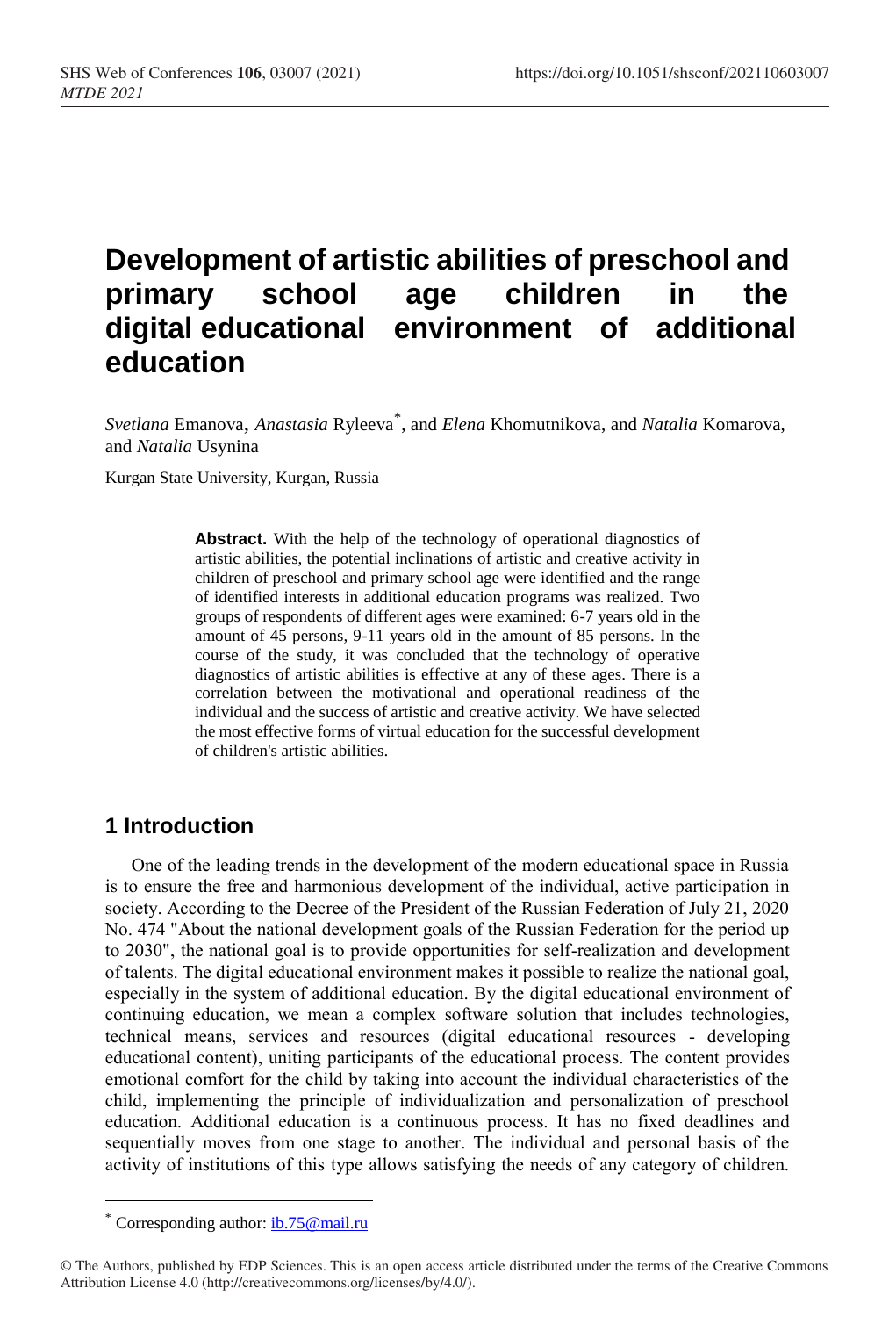# Development of artistic abilities of preschool and primary school age children in the digital educational environment of additional education

*Svetlana* Emanova, *Anastasia* Ryleeva[*], and *Elena* Khomutnikova, and *Natalia* Komarova, and *Natalia* Usynina

Kurgan State University, Kurgan, Russia

**Abstract.** With the help of the technology of operational diagnostics of artistic abilities, the potential inclinations of artistic and creative activity in children of preschool and primary school age were identified and the range of identified interests in additional education programs was realized. Two groups of respondents of different ages were examined: 6-7 years old in the amount of 45 persons, 9-11 years old in the amount of 85 persons. In the course of the study, it was concluded that the technology of operative diagnostics of artistic abilities is effective at any of these ages. There is a correlation between the motivational and operational readiness of the individual and the success of artistic and creative activity. We have selected the most effective forms of virtual education for the successful development of children's artistic abilities.

## 1 Introduction

One of the leading trends in the development of the modern educational space in Russia is to ensure the free and harmonious development of the individual, active participation in society. According to the Decree of the President of the Russian Federation of July 21, 2020 No. 474 "About the national development goals of the Russian Federation for the period up to 2030", the national goal is to provide opportunities for self-realization and development of talents. The digital educational environment makes it possible to realize the national goal, especially in the system of additional education. By the digital educational environment of continuing education, we mean a complex software solution that includes technologies, technical means, services and resources (digital educational resources - developing educational content), uniting participants of the educational process. The content provides emotional comfort for the child by taking into account the individual characteristics of the child, implementing the principle of individualization and personalization of preschool education. Additional education is a continuous process. It has no fixed deadlines and sequentially moves from one stage to another. The individual and personal basis of the activity of institutions of this type allows satisfying the needs of any category of children.

[*] Corresponding author: ib.75@mail.ru

© The Authors, published by EDP Sciences. This is an open access article distributed under the terms of the Creative Commons Attribution License 4.0 (http://creativecommons.org/licenses/by/4.0/).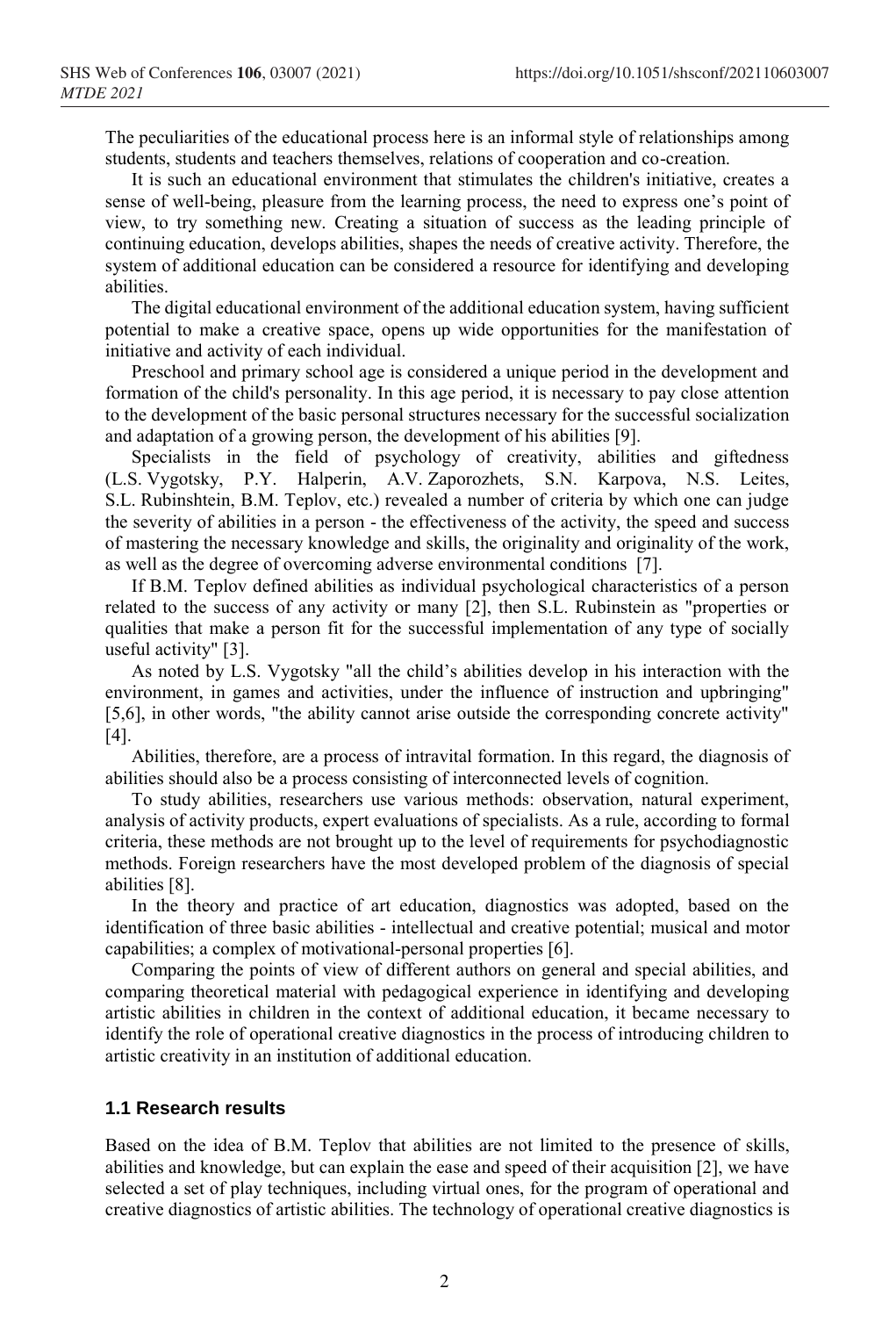The peculiarities of the educational process here is an informal style of relationships among students, students and teachers themselves, relations of cooperation and co-creation.

It is such an educational environment that stimulates the children's initiative, creates a sense of well-being, pleasure from the learning process, the need to express one's point of view, to try something new. Creating a situation of success as the leading principle of continuing education, develops abilities, shapes the needs of creative activity. Therefore, the system of additional education can be considered a resource for identifying and developing abilities.

The digital educational environment of the additional education system, having sufficient potential to make a creative space, opens up wide opportunities for the manifestation of initiative and activity of each individual.

Preschool and primary school age is considered a unique period in the development and formation of the child's personality. In this age period, it is necessary to pay close attention to the development of the basic personal structures necessary for the successful socialization and adaptation of a growing person, the development of his abilities [9].

Specialists in the field of psychology of creativity, abilities and giftedness (L.S. Vygotsky, P.Y. Halperin, A.V. Zaporozhets, S.N. Karpova, N.S. Leites, S.L. Rubinshtein, B.M. Teplov, etc.) revealed a number of criteria by which one can judge the severity of abilities in a person - the effectiveness of the activity, the speed and success of mastering the necessary knowledge and skills, the originality and originality of the work, as well as the degree of overcoming adverse environmental conditions [7].

If B.M. Teplov defined abilities as individual psychological characteristics of a person related to the success of any activity or many [2], then S.L. Rubinstein as "properties or qualities that make a person fit for the successful implementation of any type of socially useful activity" [3].

As noted by L.S. Vygotsky "all the child's abilities develop in his interaction with the environment, in games and activities, under the influence of instruction and upbringing" [5,6], in other words, "the ability cannot arise outside the corresponding concrete activity" [4].

Abilities, therefore, are a process of intravital formation. In this regard, the diagnosis of abilities should also be a process consisting of interconnected levels of cognition.

To study abilities, researchers use various methods: observation, natural experiment, analysis of activity products, expert evaluations of specialists. As a rule, according to formal criteria, these methods are not brought up to the level of requirements for psychodiagnostic methods. Foreign researchers have the most developed problem of the diagnosis of special abilities [8].

In the theory and practice of art education, diagnostics was adopted, based on the identification of three basic abilities - intellectual and creative potential; musical and motor capabilities; a complex of motivational-personal properties [6].

Comparing the points of view of different authors on general and special abilities, and comparing theoretical material with pedagogical experience in identifying and developing artistic abilities in children in the context of additional education, it became necessary to identify the role of operational creative diagnostics in the process of introducing children to artistic creativity in an institution of additional education.

### 1.1 Research results

Based on the idea of B.M. Teplov that abilities are not limited to the presence of skills, abilities and knowledge, but can explain the ease and speed of their acquisition [2], we have selected a set of play techniques, including virtual ones, for the program of operational and creative diagnostics of artistic abilities. The technology of operational creative diagnostics is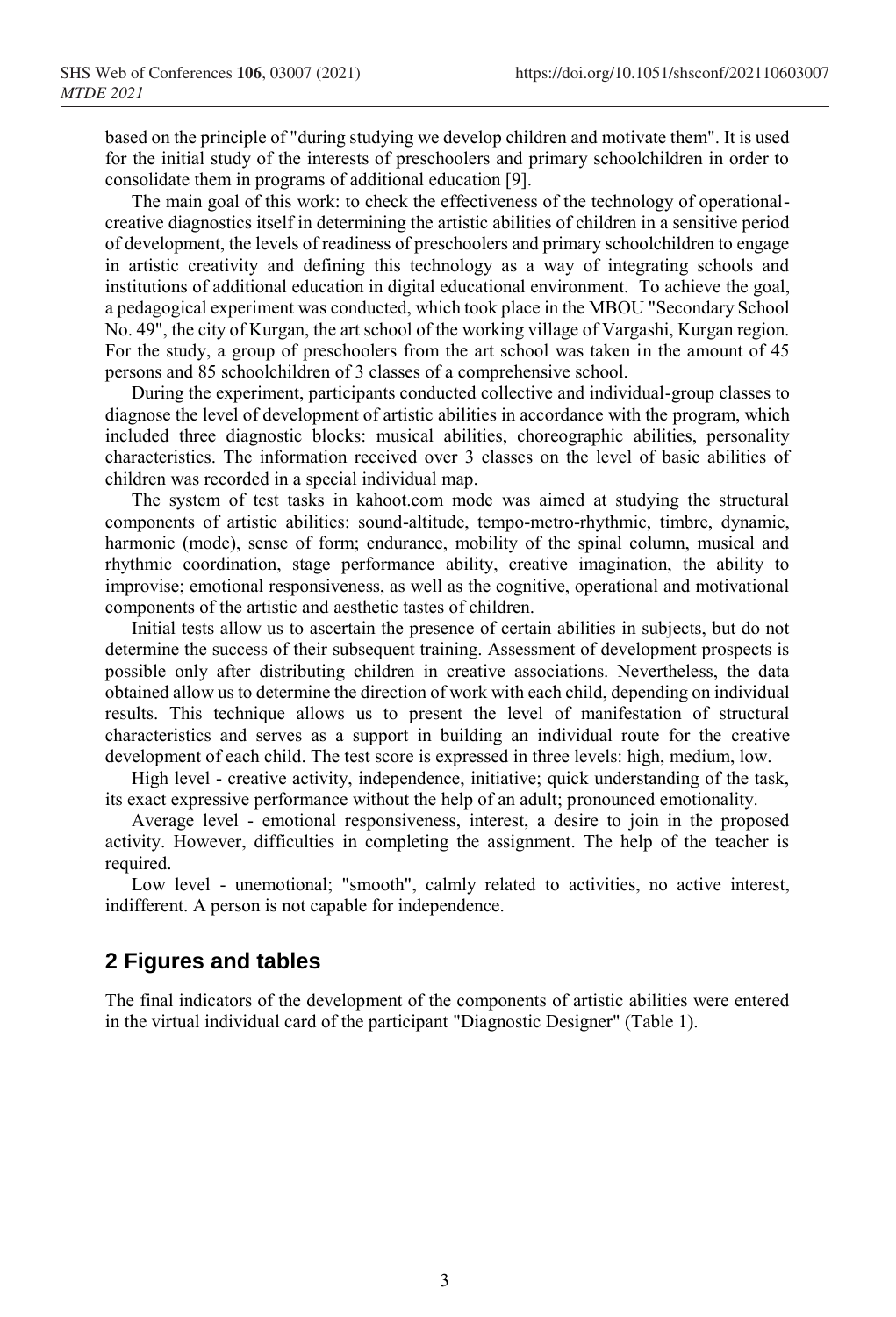based on the principle of "during studying we develop children and motivate them". It is used for the initial study of the interests of preschoolers and primary schoolchildren in order to consolidate them in programs of additional education [9].

The main goal of this work: to check the effectiveness of the technology of operational-creative diagnostics itself in determining the artistic abilities of children in a sensitive period of development, the levels of readiness of preschoolers and primary schoolchildren to engage in artistic creativity and defining this technology as a way of integrating schools and institutions of additional education in digital educational environment. To achieve the goal, a pedagogical experiment was conducted, which took place in the MBOU "Secondary School No. 49", the city of Kurgan, the art school of the working village of Vargashi, Kurgan region. For the study, a group of preschoolers from the art school was taken in the amount of 45 persons and 85 schoolchildren of 3 classes of a comprehensive school.

During the experiment, participants conducted collective and individual-group classes to diagnose the level of development of artistic abilities in accordance with the program, which included three diagnostic blocks: musical abilities, choreographic abilities, personality characteristics. The information received over 3 classes on the level of basic abilities of children was recorded in a special individual map.

The system of test tasks in kahoot.com mode was aimed at studying the structural components of artistic abilities: sound-altitude, tempo-metro-rhythmic, timbre, dynamic, harmonic (mode), sense of form; endurance, mobility of the spinal column, musical and rhythmic coordination, stage performance ability, creative imagination, the ability to improvise; emotional responsiveness, as well as the cognitive, operational and motivational components of the artistic and aesthetic tastes of children.

Initial tests allow us to ascertain the presence of certain abilities in subjects, but do not determine the success of their subsequent training. Assessment of development prospects is possible only after distributing children in creative associations. Nevertheless, the data obtained allow us to determine the direction of work with each child, depending on individual results. This technique allows us to present the level of manifestation of structural characteristics and serves as a support in building an individual route for the creative development of each child. The test score is expressed in three levels: high, medium, low.

High level - creative activity, independence, initiative; quick understanding of the task, its exact expressive performance without the help of an adult; pronounced emotionality.

Average level - emotional responsiveness, interest, a desire to join in the proposed activity. However, difficulties in completing the assignment. The help of the teacher is required.

Low level - unemotional; "smooth", calmly related to activities, no active interest, indifferent. A person is not capable for independence.

## 2 Figures and tables

The final indicators of the development of the components of artistic abilities were entered in the virtual individual card of the participant "Diagnostic Designer" (Table 1).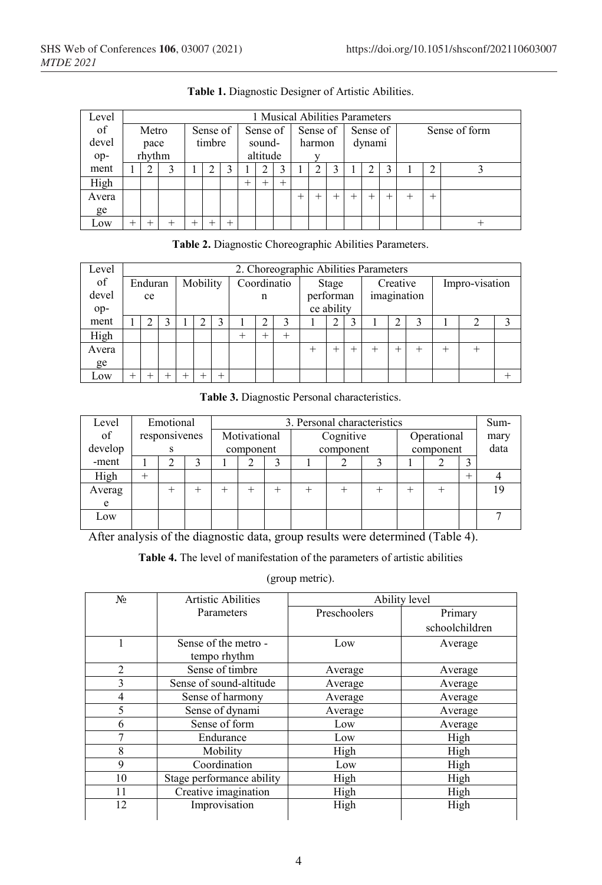**Table 1.** Diagnostic Designer of Artistic Abilities.

| Level of develop-ment | 1 Musical Abilities Parameters | | | | | | | | | | | | | | | | | |
|---|---|---|---|---|---|---|---|---|---|---|---|---|---|---|---|---|---|---|
| | Metro pace rhythm | | | Sense of timbre | | | Sense of sound-altitude | | | Sense of harmony | | | Sense of dynami | | | Sense of form | | |
| | 1 | 2 | 3 | 1 | 2 | 3 | 1 | 2 | 3 | 1 | 2 | 3 | 1 | 2 | 3 | 1 | 2 | 3 |
| High | | | | | | | + | + | + | | | | | | | | | |
| Average | | | | | | | | | | + | + | + | + | + | + | + | + | |
| Low | + | + | + | + | + | + | | | | | | | | | | | | + |

**Table 2.** Diagnostic Choreographic Abilities Parameters.

| Level of develop-ment | 2. Choreographic Abilities Parameters | | | | | | | | | | | | | | | | | |
|---|---|---|---|---|---|---|---|---|---|---|---|---|---|---|---|---|---|---|
| | Endurance | | | Mobility | | | Coordination | | | Stage performance ability | | | Creative imagination | | | Impro-visation | | |
| | 1 | 2 | 3 | 1 | 2 | 3 | 1 | 2 | 3 | 1 | 2 | 3 | 1 | 2 | 3 | 1 | 2 | 3 |
| High | | | | | | | + | + | + | | | | | | | | | |
| Average | | | | | | | | | | + | + | + | + | + | + | + | + | |
| Low | + | + | + | + | + | + | | | | | | | | | | | | + |

**Table 3.** Diagnostic Personal characteristics.

| Level of develop-ment | Emotional responsivenes s | | | 3. Personal characteristics | | | | | | | | | Sum-mary data |
|---|---|---|---|---|---|---|---|---|---|---|---|---|---|
| | | | | Motivational component | | | Cognitive component | | | Operational component | | | |
| | 1 | 2 | 3 | 1 | 2 | 3 | 1 | 2 | 3 | 1 | 2 | 3 | |
| High | + | | | | | | | | | | | + | 4 |
| Average | | + | + | + | + | + | + | + | + | + | + | | 19 |
| Low | | | | | | | | | | | | | 7 |

After analysis of the diagnostic data, group results were determined (Table 4).

**Table 4.** The level of manifestation of the parameters of artistic abilities (group metric).

| № | Artistic Abilities Parameters | Ability level | |
|---|---|---|---|
| | | Preschoolers | Primary schoolchildren |
| 1 | Sense of the metro - tempo rhythm | Low | Average |
| 2 | Sense of timbre | Average | Average |
| 3 | Sense of sound-altitude | Average | Average |
| 4 | Sense of harmony | Average | Average |
| 5 | Sense of dynami | Average | Average |
| 6 | Sense of form | Low | Average |
| 7 | Endurance | Low | High |
| 8 | Mobility | High | High |
| 9 | Coordination | Low | High |
| 10 | Stage performance ability | High | High |
| 11 | Creative imagination | High | High |
| 12 | Improvisation | High | High |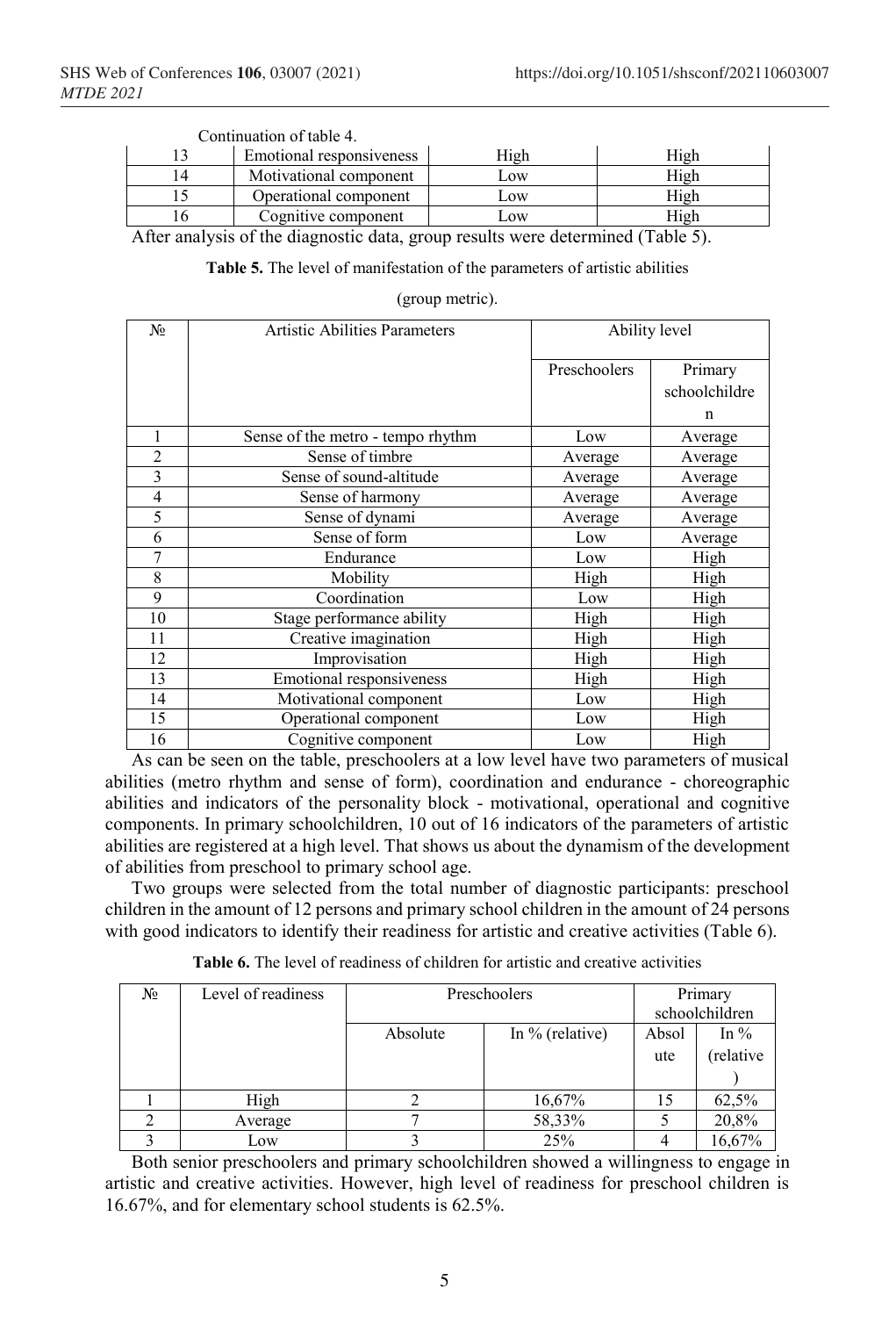Continuation of table 4.

| 13 | Emotional responsiveness | High | High |
|---|---|---|---|
| 14 | Motivational component | Low | High |
| 15 | Operational component | Low | High |
| 16 | Cognitive component | Low | High |

After analysis of the diagnostic data, group results were determined (Table 5).

**Table 5.** The level of manifestation of the parameters of artistic abilities

(group metric).

| № | Artistic Abilities Parameters | Ability level | |
|---|---|---|---|
| | | Preschoolers | Primary schoolchildren |
| 1 | Sense of the metro - tempo rhythm | Low | Average |
| 2 | Sense of timbre | Average | Average |
| 3 | Sense of sound-altitude | Average | Average |
| 4 | Sense of harmony | Average | Average |
| 5 | Sense of dynami | Average | Average |
| 6 | Sense of form | Low | Average |
| 7 | Endurance | Low | High |
| 8 | Mobility | High | High |
| 9 | Coordination | Low | High |
| 10 | Stage performance ability | High | High |
| 11 | Creative imagination | High | High |
| 12 | Improvisation | High | High |
| 13 | Emotional responsiveness | High | High |
| 14 | Motivational component | Low | High |
| 15 | Operational component | Low | High |
| 16 | Cognitive component | Low | High |

As can be seen on the table, preschoolers at a low level have two parameters of musical abilities (metro rhythm and sense of form), coordination and endurance - choreographic abilities and indicators of the personality block - motivational, operational and cognitive components. In primary schoolchildren, 10 out of 16 indicators of the parameters of artistic abilities are registered at a high level. That shows us about the dynamism of the development of abilities from preschool to primary school age.

Two groups were selected from the total number of diagnostic participants: preschool children in the amount of 12 persons and primary school children in the amount of 24 persons with good indicators to identify their readiness for artistic and creative activities (Table 6).

**Table 6.** The level of readiness of children for artistic and creative activities

| № | Level of readiness | Preschoolers | | Primary schoolchildren | |
|---|---|---|---|---|---|
| | | Absolute | In % (relative) | Absolute | In % (relative) |
| 1 | High | 2 | 16,67% | 15 | 62,5% |
| 2 | Average | 7 | 58,33% | 5 | 20,8% |
| 3 | Low | 3 | 25% | 4 | 16,67% |

Both senior preschoolers and primary schoolchildren showed a willingness to engage in artistic and creative activities. However, high level of readiness for preschool children is 16.67%, and for elementary school students is 62.5%.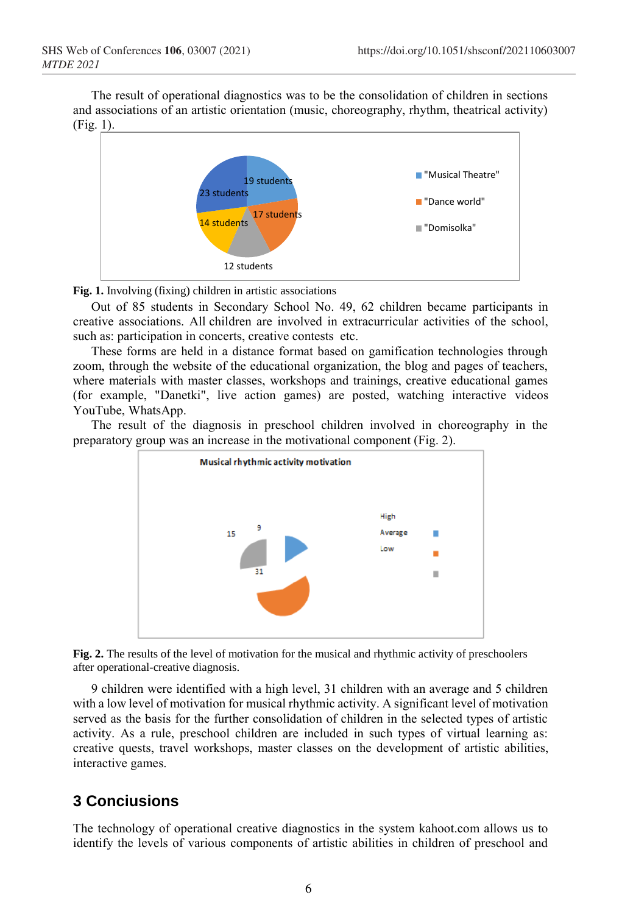The result of operational diagnostics was to be the consolidation of children in sections and associations of an artistic orientation (music, choreography, rhythm, theatrical activity) (Fig. 1).

**Fig. 1.** Involving (fixing) children in artistic associations

Out of 85 students in Secondary School No. 49, 62 children became participants in creative associations. All children are involved in extracurricular activities of the school, such as: participation in concerts, creative contests etc.

These forms are held in a distance format based on gamification technologies through zoom, through the website of the educational organization, the blog and pages of teachers, where materials with master classes, workshops and trainings, creative educational games (for example, "Danetki", live action games) are posted, watching interactive videos YouTube, WhatsApp.

The result of the diagnosis in preschool children involved in choreography in the preparatory group was an increase in the motivational component (Fig. 2).

**Fig. 2.** The results of the level of motivation for the musical and rhythmic activity of preschoolers after operational-creative diagnosis.

9 children were identified with a high level, 31 children with an average and 5 children with a low level of motivation for musical rhythmic activity. A significant level of motivation served as the basis for the further consolidation of children in the selected types of artistic activity. As a rule, preschool children are included in such types of virtual learning as: creative quests, travel workshops, master classes on the development of artistic abilities, interactive games.

## 3 Conciusions

The technology of operational creative diagnostics in the system kahoot.com allows us to identify the levels of various components of artistic abilities in children of preschool and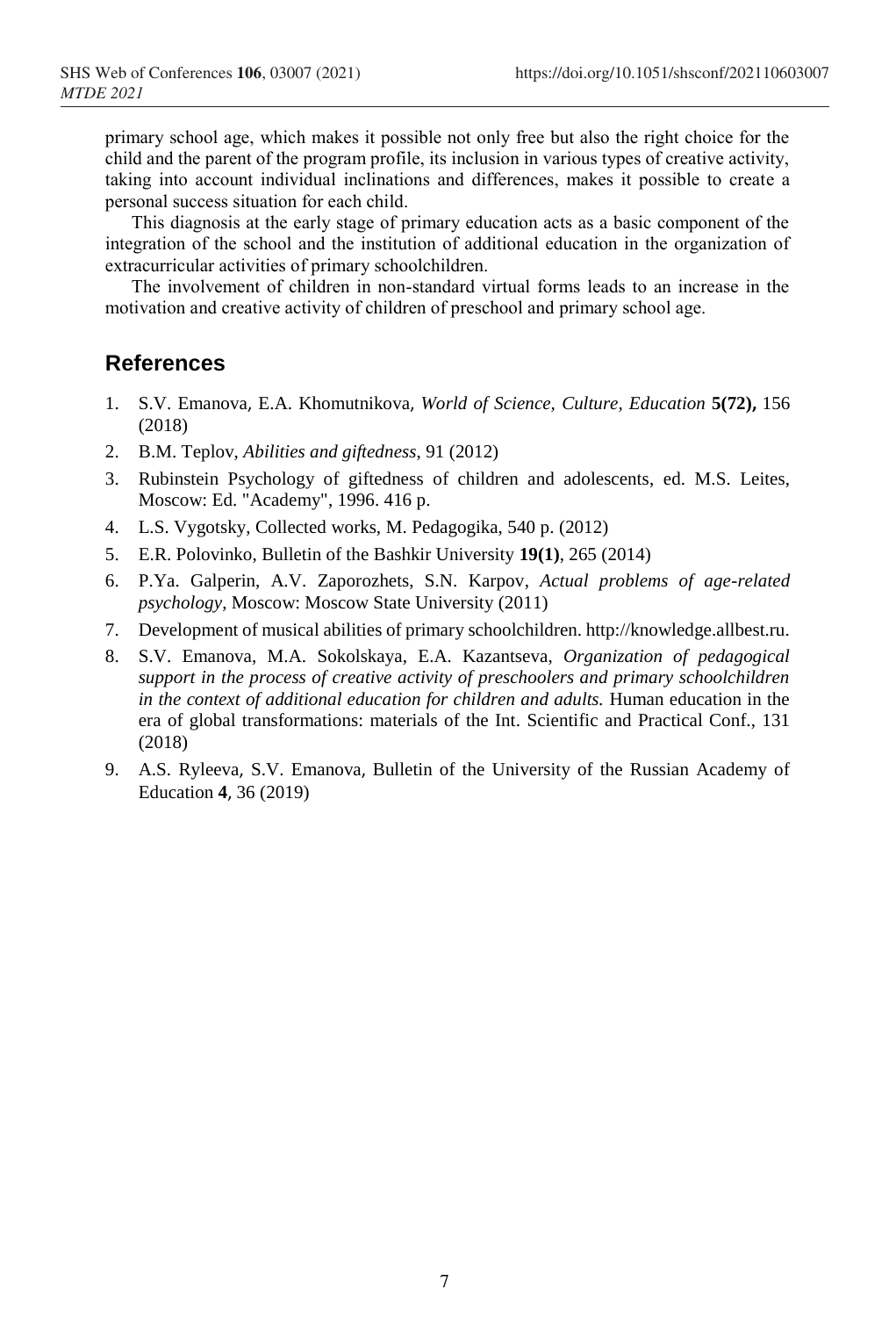primary school age, which makes it possible not only free but also the right choice for the child and the parent of the program profile, its inclusion in various types of creative activity, taking into account individual inclinations and differences, makes it possible to create a personal success situation for each child.

This diagnosis at the early stage of primary education acts as a basic component of the integration of the school and the institution of additional education in the organization of extracurricular activities of primary schoolchildren.

The involvement of children in non-standard virtual forms leads to an increase in the motivation and creative activity of children of preschool and primary school age.

## References

1. S.V. Emanova, E.A. Khomutnikova, *World of Science, Culture, Education* **5(72),** 156 (2018)
2. B.M. Teplov, *Abilities and giftedness*, 91 (2012)
3. Rubinstein Psychology of giftedness of children and adolescents, ed. M.S. Leites, Moscow: Ed. "Academy", 1996. 416 p.
4. L.S. Vygotsky, Collected works, M. Pedagogika, 540 p. (2012)
5. E.R. Polovinko, Bulletin of the Bashkir University **19(1)**, 265 (2014)
6. P.Ya. Galperin, A.V. Zaporozhets, S.N. Karpov, *Actual problems of age-related psychology*, Moscow: Moscow State University (2011)
7. Development of musical abilities of primary schoolchildren. http://knowledge.allbest.ru.
8. S.V. Emanova, M.A. Sokolskaya, E.A. Kazantseva, *Organization of pedagogical support in the process of creative activity of preschoolers and primary schoolchildren in the context of additional education for children and adults.* Human education in the era of global transformations: materials of the Int. Scientific and Practical Conf., 131 (2018)
9. A.S. Ryleeva, S.V. Emanova, Bulletin of the University of the Russian Academy of Education **4**, 36 (2019)